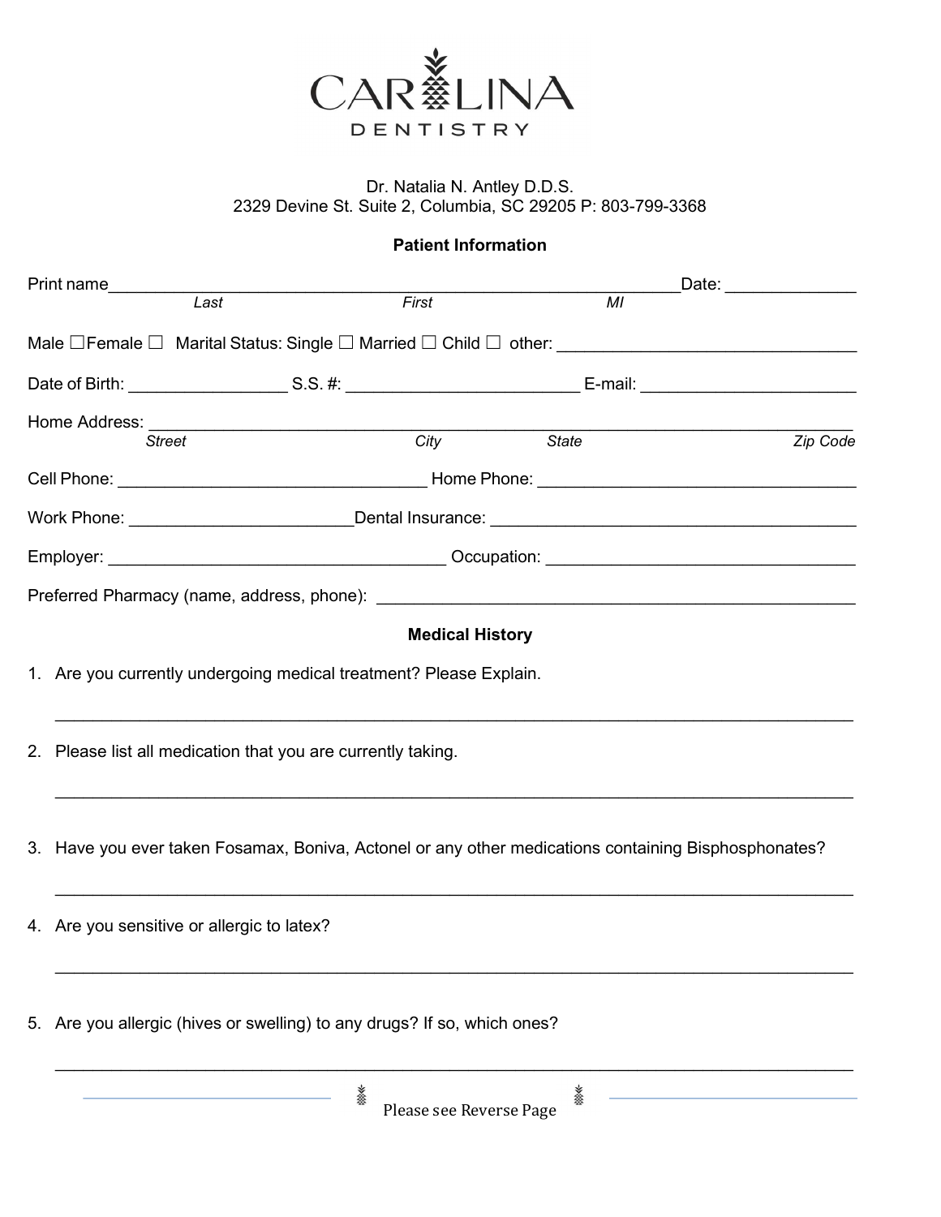# CAROLINA DENTISTRY

Dr. Natalia N. Antley D.D.S.
2329 Devine St. Suite 2, Columbia, SC 29205 P: 803-799-3368

## Patient Information

Print name_____________________________________________________________Date: _____________
*Last* *First* *MI*

Male ☐Female ☐ Marital Status: Single ☐ Married ☐ Child ☐ other: ______________________________

Date of Birth: ________________ S.S. #: ________________________ E-mail: ______________________

Home Address: ___________________________________________________________________________
*Street* *City* *State* *Zip Code*

Cell Phone: ________________________________ Home Phone: _________________________________

Work Phone: _______________________Dental Insurance: ______________________________________

Employer: ___________________________________ Occupation: _______________________________

Preferred Pharmacy (name, address, phone): ____________________________________________________

## Medical History

1. Are you currently undergoing medical treatment? Please Explain.

   ___________________________________________________________________________________

2. Please list all medication that you are currently taking.

   ___________________________________________________________________________________

3. Have you ever taken Fosamax, Boniva, Actonel or any other medications containing Bisphosphonates?

   ___________________________________________________________________________________

4. Are you sensitive or allergic to latex?

   ___________________________________________________________________________________

5. Are you allergic (hives or swelling) to any drugs? If so, which ones?

   ___________________________________________________________________________________

Please see Reverse Page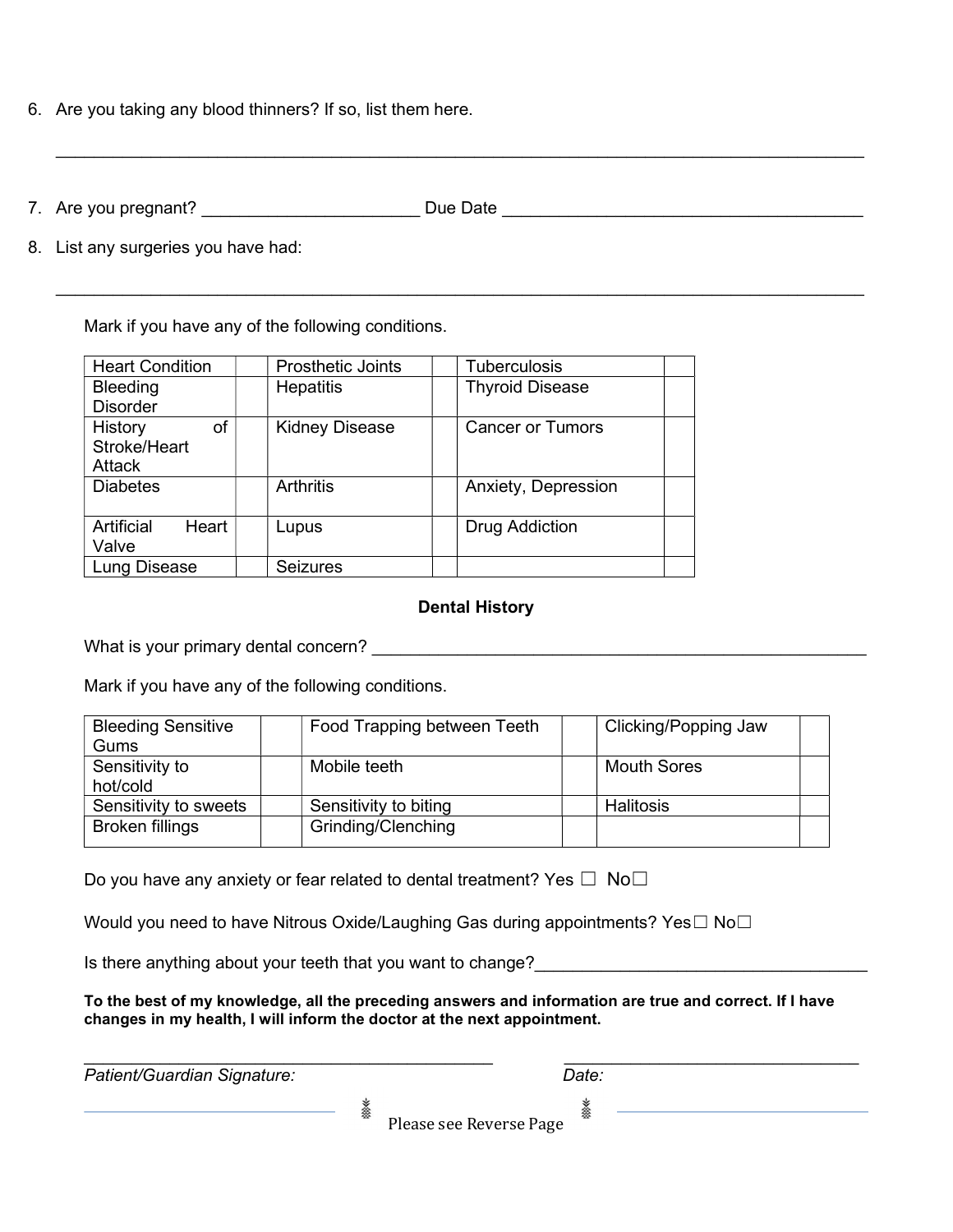6. Are you taking any blood thinners? If so, list them here.

_______________________________________________________________________________

7. Are you pregnant? ______________________ Due Date _____________________________________

8. List any surgeries you have had:

_______________________________________________________________________________

Mark if you have any of the following conditions.

| | | | | | |
|---|---|---|---|---|---|
| Heart Condition | | Prosthetic Joints | | Tuberculosis | |
| Bleeding Disorder | | Hepatitis | | Thyroid Disease | |
| History of Stroke/Heart Attack | | Kidney Disease | | Cancer or Tumors | |
| Diabetes | | Arthritis | | Anxiety, Depression | |
| Artificial Heart Valve | | Lupus | | Drug Addiction | |
| Lung Disease | | Seizures | | | |

**Dental History**

What is your primary dental concern? _____________________________________________________

Mark if you have any of the following conditions.

| | | | | | |
|---|---|---|---|---|---|
| Bleeding Sensitive Gums | | Food Trapping between Teeth | | Clicking/Popping Jaw | |
| Sensitivity to hot/cold | | Mobile teeth | | Mouth Sores | |
| Sensitivity to sweets | | Sensitivity to biting | | Halitosis | |
| Broken fillings | | Grinding/Clenching | | | |

Do you have any anxiety or fear related to dental treatment? Yes ☐ No☐

Would you need to have Nitrous Oxide/Laughing Gas during appointments? Yes☐ No☐

Is there anything about your teeth that you want to change?___________________________________

**To the best of my knowledge, all the preceding answers and information are true and correct. If I have changes in my health, I will inform the doctor at the next appointment.**

_____________________________________________ _______________________________

*Patient/Guardian Signature:* *Date:*

Please see Reverse Page